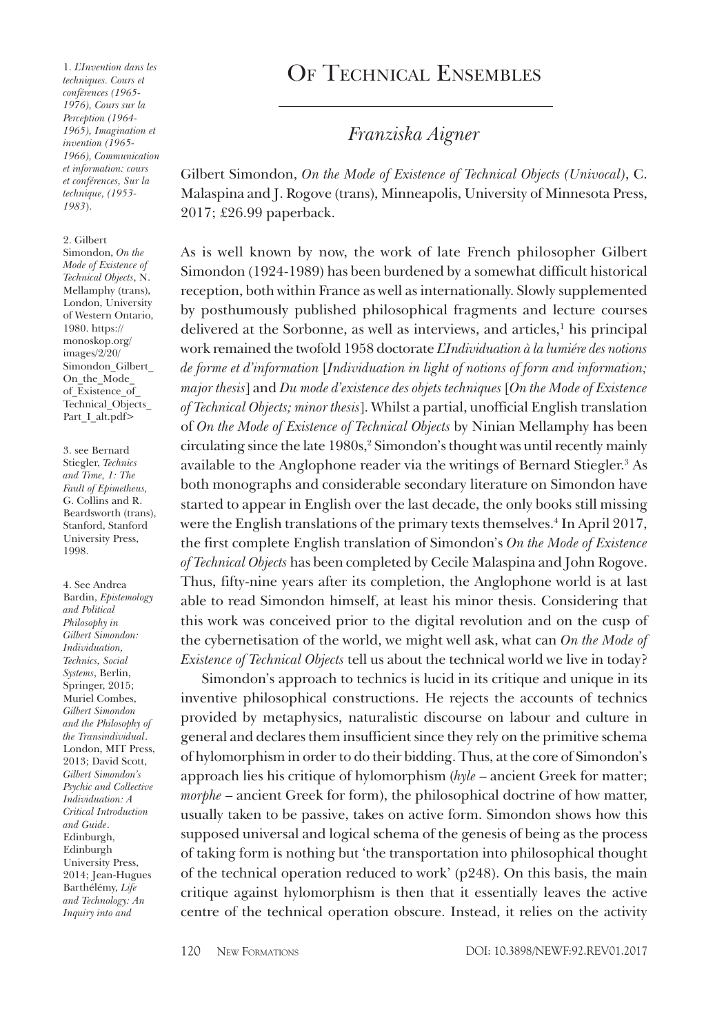# Of Technical Ensembles

## *Franziska Aigner*

Gilbert Simondon, *On the Mode of Existence of Technical Objects (Univocal)*, C. Malaspina and J. Rogove (trans), Minneapolis, University of Minnesota Press, 2017; £26.99 paperback.

As is well known by now, the work of late French philosopher Gilbert Simondon (1924-1989) has been burdened by a somewhat difficult historical reception, both within France as well as internationally. Slowly supplemented by posthumously published philosophical fragments and lecture courses delivered at the Sorbonne, as well as interviews, and articles,[1] his principal work remained the twofold 1958 doctorate *L'Individuation à la lumiére des notions de forme et d'information* [*Individuation in light of notions of form and information; major thesis*] and *Du mode d'existence des objets techniques* [*On the Mode of Existence of Technical Objects; minor thesis*]. Whilst a partial, unofficial English translation of *On the Mode of Existence of Technical Objects* by Ninian Mellamphy has been circulating since the late 1980s,[2] Simondon's thought was until recently mainly available to the Anglophone reader via the writings of Bernard Stiegler.[3] As both monographs and considerable secondary literature on Simondon have started to appear in English over the last decade, the only books still missing were the English translations of the primary texts themselves.[4] In April 2017, the first complete English translation of Simondon's *On the Mode of Existence of Technical Objects* has been completed by Cecile Malaspina and John Rogove. Thus, fifty-nine years after its completion, the Anglophone world is at last able to read Simondon himself, at least his minor thesis. Considering that this work was conceived prior to the digital revolution and on the cusp of the cybernetisation of the world, we might well ask, what can *On the Mode of Existence of Technical Objects* tell us about the technical world we live in today?

Simondon's approach to technics is lucid in its critique and unique in its inventive philosophical constructions. He rejects the accounts of technics provided by metaphysics, naturalistic discourse on labour and culture in general and declares them insufficient since they rely on the primitive schema of hylomorphism in order to do their bidding. Thus, at the core of Simondon's approach lies his critique of hylomorphism (*hyle* – ancient Greek for matter; *morphe* – ancient Greek for form), the philosophical doctrine of how matter, usually taken to be passive, takes on active form. Simondon shows how this supposed universal and logical schema of the genesis of being as the process of taking form is nothing but 'the transportation into philosophical thought of the technical operation reduced to work' (p248). On this basis, the main critique against hylomorphism is then that it essentially leaves the active centre of the technical operation obscure. Instead, it relies on the activity

---

1. *L'Invention dans les techniques. Cours et conférences (1965-1976), Cours sur la Perception (1964-1965), Imagination et invention (1965-1966), Communication et information: cours et conférences, Sur la technique, (1953-1983*).

2. Gilbert Simondon, *On the Mode of Existence of Technical Objects*, N. Mellamphy (trans), London, University of Western Ontario, 1980. https://monoskop.org/images/2/20/Simondon_Gilbert_On_the_Mode_of_Existence_of_Technical_Objects_Part_I_alt.pdf>

3. see Bernard Stiegler, *Technics and Time, 1: The Fault of Epimetheus,* G. Collins and R. Beardsworth (trans), Stanford, Stanford University Press, 1998.

4. See Andrea Bardin, *Epistemology and Political Philosophy in Gilbert Simondon: Individuation, Technics, Social Systems*, Berlin, Springer, 2015; Muriel Combes, *Gilbert Simondon and the Philosophy of the Transindividual*. London, MIT Press, 2013; David Scott, *Gilbert Simondon's Psychic and Collective Individuation: A Critical Introduction and Guide*. Edinburgh, Edinburgh University Press, 2014; Jean-Hugues Barthélémy, *Life and Technology: An Inquiry into and*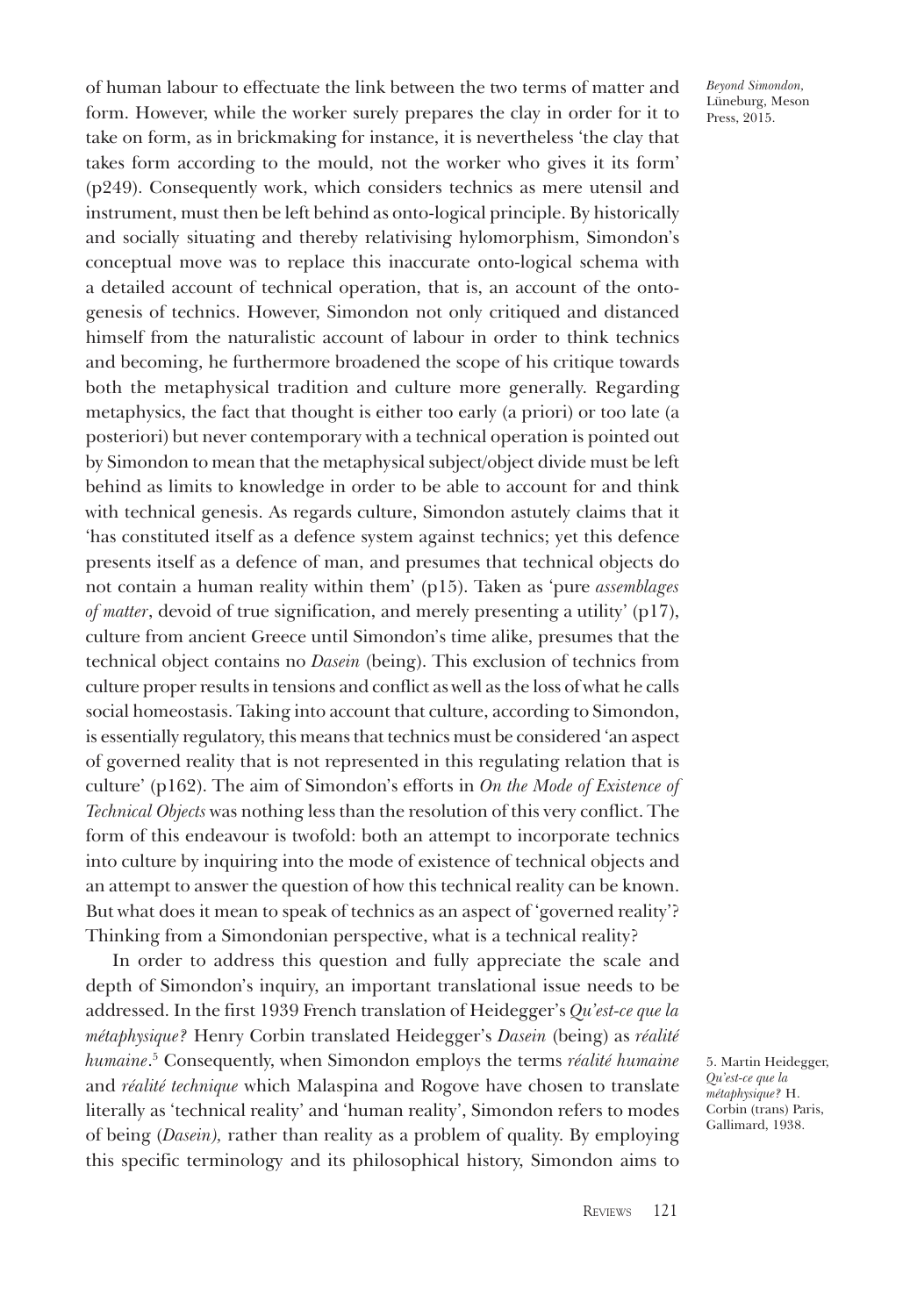of human labour to effectuate the link between the two terms of matter and form. However, while the worker surely prepares the clay in order for it to take on form, as in brickmaking for instance, it is nevertheless 'the clay that takes form according to the mould, not the worker who gives it its form' (p249). Consequently work, which considers technics as mere utensil and instrument, must then be left behind as onto-logical principle. By historically and socially situating and thereby relativising hylomorphism, Simondon's conceptual move was to replace this inaccurate onto-logical schema with a detailed account of technical operation, that is, an account of the onto-genesis of technics. However, Simondon not only critiqued and distanced himself from the naturalistic account of labour in order to think technics and becoming, he furthermore broadened the scope of his critique towards both the metaphysical tradition and culture more generally. Regarding metaphysics, the fact that thought is either too early (a priori) or too late (a posteriori) but never contemporary with a technical operation is pointed out by Simondon to mean that the metaphysical subject/object divide must be left behind as limits to knowledge in order to be able to account for and think with technical genesis. As regards culture, Simondon astutely claims that it 'has constituted itself as a defence system against technics; yet this defence presents itself as a defence of man, and presumes that technical objects do not contain a human reality within them' (p15). Taken as 'pure *assemblages of matter*, devoid of true signification, and merely presenting a utility' (p17), culture from ancient Greece until Simondon's time alike, presumes that the technical object contains no *Dasein* (being). This exclusion of technics from culture proper results in tensions and conflict as well as the loss of what he calls social homeostasis. Taking into account that culture, according to Simondon, is essentially regulatory, this means that technics must be considered 'an aspect of governed reality that is not represented in this regulating relation that is culture' (p162). The aim of Simondon's efforts in *On the Mode of Existence of Technical Objects* was nothing less than the resolution of this very conflict. The form of this endeavour is twofold: both an attempt to incorporate technics into culture by inquiring into the mode of existence of technical objects and an attempt to answer the question of how this technical reality can be known. But what does it mean to speak of technics as an aspect of 'governed reality'? Thinking from a Simondonian perspective, what is a technical reality?

*Beyond Simondon,* Lüneburg, Meson Press, 2015.

In order to address this question and fully appreciate the scale and depth of Simondon's inquiry, an important translational issue needs to be addressed. In the first 1939 French translation of Heidegger's *Qu'est-ce que la métaphysique?* Henry Corbin translated Heidegger's *Dasein* (being) as *réalité humaine*.[5] Consequently, when Simondon employs the terms *réalité humaine* and *réalité technique* which Malaspina and Rogove have chosen to translate literally as 'technical reality' and 'human reality', Simondon refers to modes of being (*Dasein*), rather than reality as a problem of quality. By employing this specific terminology and its philosophical history, Simondon aims to

5. Martin Heidegger, *Qu'est-ce que la métaphysique?* H. Corbin (trans) Paris, Gallimard, 1938.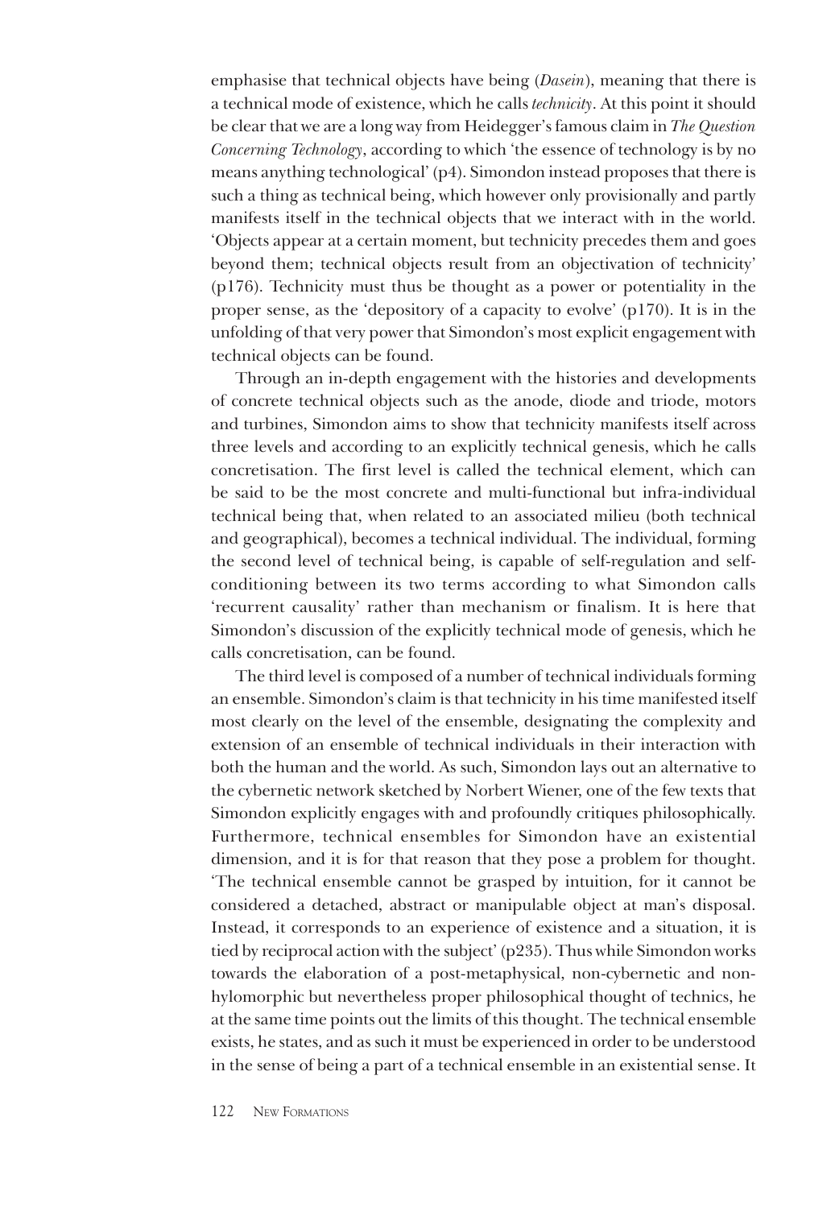emphasise that technical objects have being (*Dasein*), meaning that there is a technical mode of existence, which he calls *technicity*. At this point it should be clear that we are a long way from Heidegger's famous claim in *The Question Concerning Technology*, according to which 'the essence of technology is by no means anything technological' (p4). Simondon instead proposes that there is such a thing as technical being, which however only provisionally and partly manifests itself in the technical objects that we interact with in the world. 'Objects appear at a certain moment, but technicity precedes them and goes beyond them; technical objects result from an objectivation of technicity' (p176). Technicity must thus be thought as a power or potentiality in the proper sense, as the 'depository of a capacity to evolve' (p170). It is in the unfolding of that very power that Simondon's most explicit engagement with technical objects can be found.

Through an in-depth engagement with the histories and developments of concrete technical objects such as the anode, diode and triode, motors and turbines, Simondon aims to show that technicity manifests itself across three levels and according to an explicitly technical genesis, which he calls concretisation. The first level is called the technical element, which can be said to be the most concrete and multi-functional but infra-individual technical being that, when related to an associated milieu (both technical and geographical), becomes a technical individual. The individual, forming the second level of technical being, is capable of self-regulation and self-conditioning between its two terms according to what Simondon calls 'recurrent causality' rather than mechanism or finalism. It is here that Simondon's discussion of the explicitly technical mode of genesis, which he calls concretisation, can be found.

The third level is composed of a number of technical individuals forming an ensemble. Simondon's claim is that technicity in his time manifested itself most clearly on the level of the ensemble, designating the complexity and extension of an ensemble of technical individuals in their interaction with both the human and the world. As such, Simondon lays out an alternative to the cybernetic network sketched by Norbert Wiener, one of the few texts that Simondon explicitly engages with and profoundly critiques philosophically. Furthermore, technical ensembles for Simondon have an existential dimension, and it is for that reason that they pose a problem for thought. 'The technical ensemble cannot be grasped by intuition, for it cannot be considered a detached, abstract or manipulable object at man's disposal. Instead, it corresponds to an experience of existence and a situation, it is tied by reciprocal action with the subject' (p235). Thus while Simondon works towards the elaboration of a post-metaphysical, non-cybernetic and non-hylomorphic but nevertheless proper philosophical thought of technics, he at the same time points out the limits of this thought. The technical ensemble exists, he states, and as such it must be experienced in order to be understood in the sense of being a part of a technical ensemble in an existential sense. It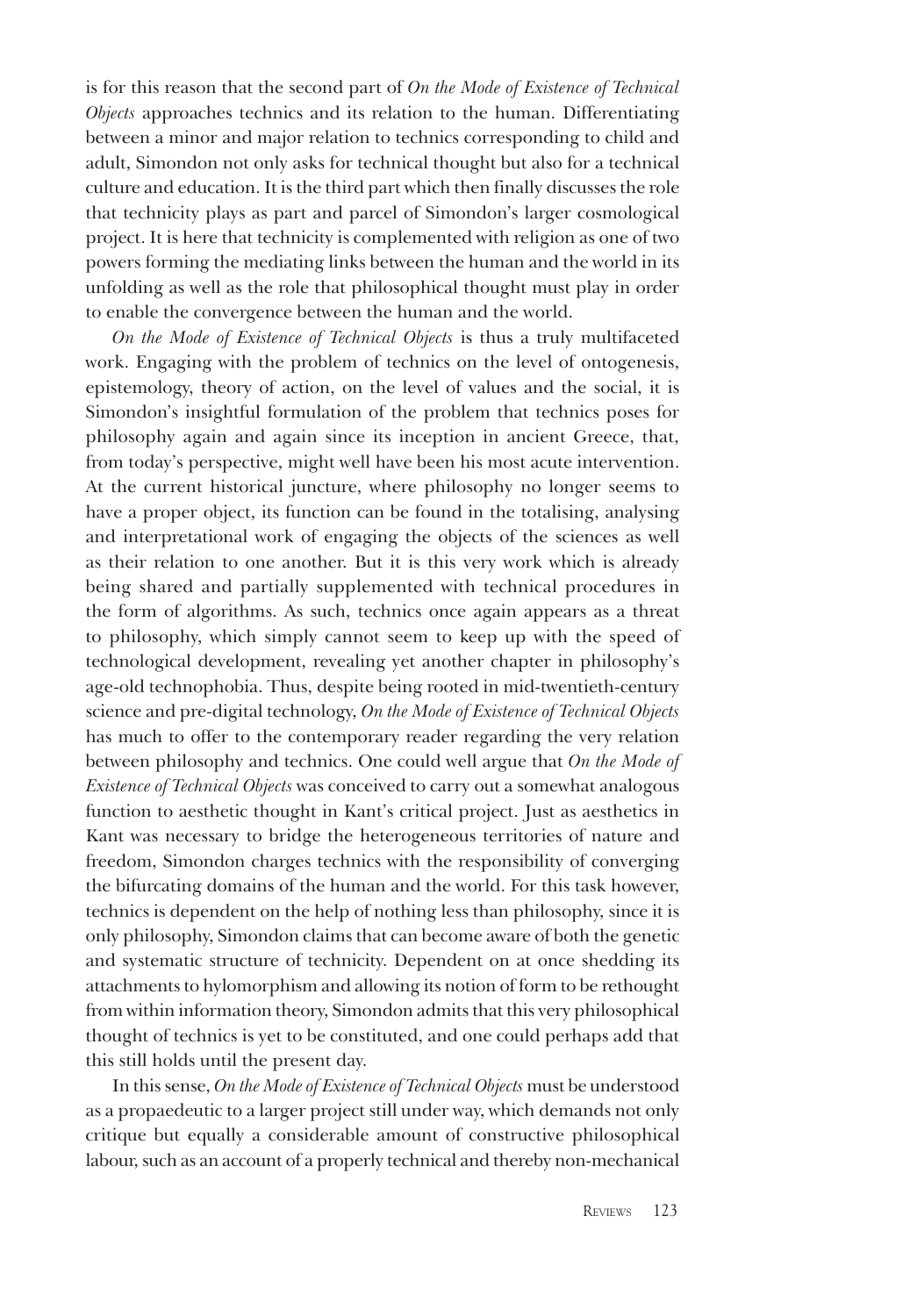is for this reason that the second part of *On the Mode of Existence of Technical Objects* approaches technics and its relation to the human. Differentiating between a minor and major relation to technics corresponding to child and adult, Simondon not only asks for technical thought but also for a technical culture and education. It is the third part which then finally discusses the role that technicity plays as part and parcel of Simondon's larger cosmological project. It is here that technicity is complemented with religion as one of two powers forming the mediating links between the human and the world in its unfolding as well as the role that philosophical thought must play in order to enable the convergence between the human and the world.

*On the Mode of Existence of Technical Objects* is thus a truly multifaceted work. Engaging with the problem of technics on the level of ontogenesis, epistemology, theory of action, on the level of values and the social, it is Simondon's insightful formulation of the problem that technics poses for philosophy again and again since its inception in ancient Greece, that, from today's perspective, might well have been his most acute intervention. At the current historical juncture, where philosophy no longer seems to have a proper object, its function can be found in the totalising, analysing and interpretational work of engaging the objects of the sciences as well as their relation to one another. But it is this very work which is already being shared and partially supplemented with technical procedures in the form of algorithms. As such, technics once again appears as a threat to philosophy, which simply cannot seem to keep up with the speed of technological development, revealing yet another chapter in philosophy's age-old technophobia. Thus, despite being rooted in mid-twentieth-century science and pre-digital technology, *On the Mode of Existence of Technical Objects* has much to offer to the contemporary reader regarding the very relation between philosophy and technics. One could well argue that *On the Mode of Existence of Technical Objects* was conceived to carry out a somewhat analogous function to aesthetic thought in Kant's critical project. Just as aesthetics in Kant was necessary to bridge the heterogeneous territories of nature and freedom, Simondon charges technics with the responsibility of converging the bifurcating domains of the human and the world. For this task however, technics is dependent on the help of nothing less than philosophy, since it is only philosophy, Simondon claims that can become aware of both the genetic and systematic structure of technicity. Dependent on at once shedding its attachments to hylomorphism and allowing its notion of form to be rethought from within information theory, Simondon admits that this very philosophical thought of technics is yet to be constituted, and one could perhaps add that this still holds until the present day.

In this sense, *On the Mode of Existence of Technical Objects* must be understood as a propaedeutic to a larger project still under way, which demands not only critique but equally a considerable amount of constructive philosophical labour, such as an account of a properly technical and thereby non-mechanical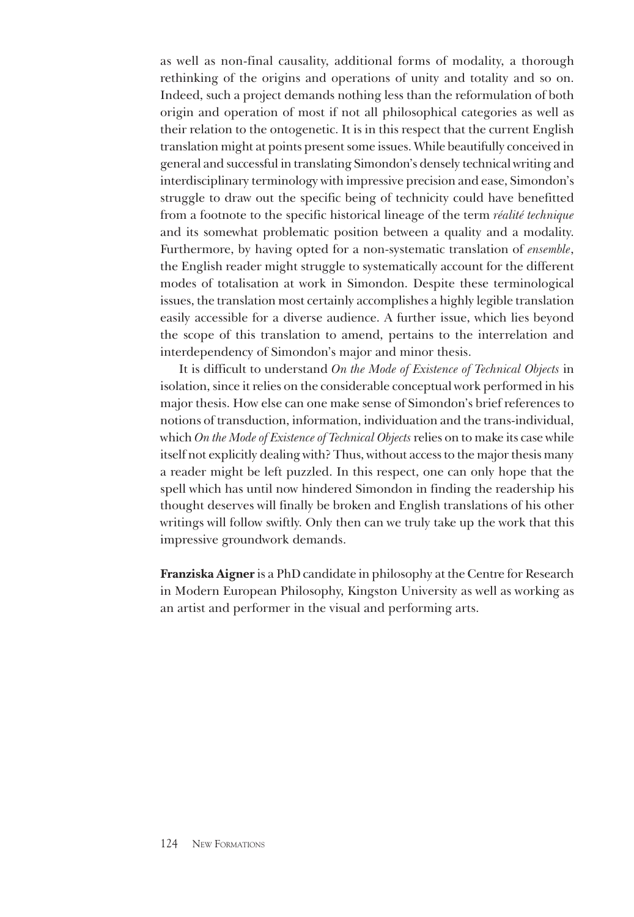as well as non-final causality, additional forms of modality, a thorough rethinking of the origins and operations of unity and totality and so on. Indeed, such a project demands nothing less than the reformulation of both origin and operation of most if not all philosophical categories as well as their relation to the ontogenetic. It is in this respect that the current English translation might at points present some issues. While beautifully conceived in general and successful in translating Simondon's densely technical writing and interdisciplinary terminology with impressive precision and ease, Simondon's struggle to draw out the specific being of technicity could have benefitted from a footnote to the specific historical lineage of the term *réalité technique* and its somewhat problematic position between a quality and a modality. Furthermore, by having opted for a non-systematic translation of *ensemble*, the English reader might struggle to systematically account for the different modes of totalisation at work in Simondon. Despite these terminological issues, the translation most certainly accomplishes a highly legible translation easily accessible for a diverse audience. A further issue, which lies beyond the scope of this translation to amend, pertains to the interrelation and interdependency of Simondon's major and minor thesis.

It is difficult to understand *On the Mode of Existence of Technical Objects* in isolation, since it relies on the considerable conceptual work performed in his major thesis. How else can one make sense of Simondon's brief references to notions of transduction, information, individuation and the trans-individual, which *On the Mode of Existence of Technical Objects* relies on to make its case while itself not explicitly dealing with? Thus, without access to the major thesis many a reader might be left puzzled. In this respect, one can only hope that the spell which has until now hindered Simondon in finding the readership his thought deserves will finally be broken and English translations of his other writings will follow swiftly. Only then can we truly take up the work that this impressive groundwork demands.

**Franziska Aigner** is a PhD candidate in philosophy at the Centre for Research in Modern European Philosophy, Kingston University as well as working as an artist and performer in the visual and performing arts.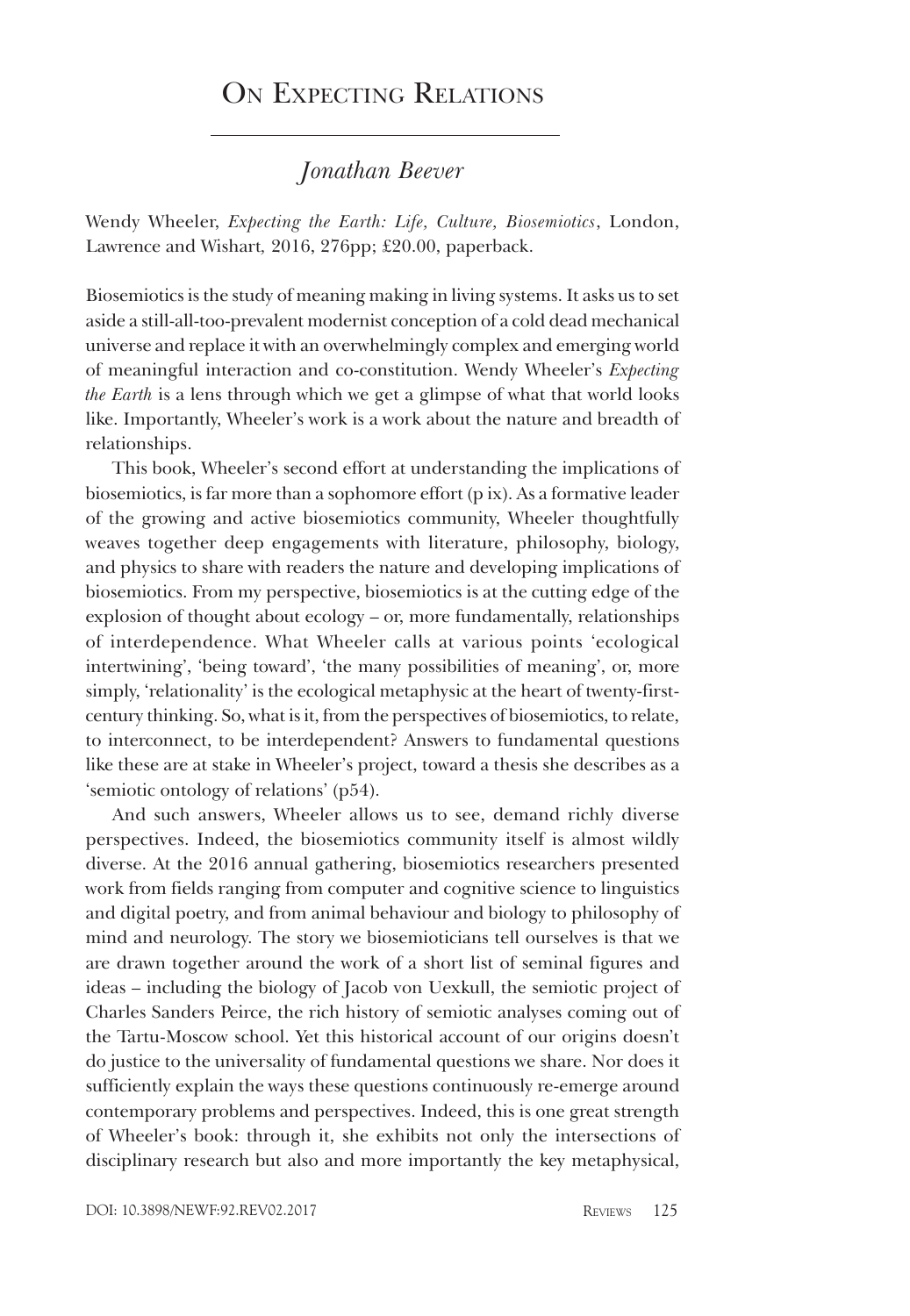# On Expecting Relations

## *Jonathan Beever*

Wendy Wheeler, *Expecting the Earth: Life, Culture, Biosemiotics*, London, Lawrence and Wishart, 2016, 276pp; £20.00, paperback.

Biosemiotics is the study of meaning making in living systems. It asks us to set aside a still-all-too-prevalent modernist conception of a cold dead mechanical universe and replace it with an overwhelmingly complex and emerging world of meaningful interaction and co-constitution. Wendy Wheeler's *Expecting the Earth* is a lens through which we get a glimpse of what that world looks like. Importantly, Wheeler's work is a work about the nature and breadth of relationships.

This book, Wheeler's second effort at understanding the implications of biosemiotics, is far more than a sophomore effort (p ix). As a formative leader of the growing and active biosemiotics community, Wheeler thoughtfully weaves together deep engagements with literature, philosophy, biology, and physics to share with readers the nature and developing implications of biosemiotics. From my perspective, biosemiotics is at the cutting edge of the explosion of thought about ecology – or, more fundamentally, relationships of interdependence. What Wheeler calls at various points 'ecological intertwining', 'being toward', 'the many possibilities of meaning', or, more simply, 'relationality' is the ecological metaphysic at the heart of twenty-first-century thinking. So, what is it, from the perspectives of biosemiotics, to relate, to interconnect, to be interdependent? Answers to fundamental questions like these are at stake in Wheeler's project, toward a thesis she describes as a 'semiotic ontology of relations' (p54).

And such answers, Wheeler allows us to see, demand richly diverse perspectives. Indeed, the biosemiotics community itself is almost wildly diverse. At the 2016 annual gathering, biosemiotics researchers presented work from fields ranging from computer and cognitive science to linguistics and digital poetry, and from animal behaviour and biology to philosophy of mind and neurology. The story we biosemioticians tell ourselves is that we are drawn together around the work of a short list of seminal figures and ideas – including the biology of Jacob von Uexkull, the semiotic project of Charles Sanders Peirce, the rich history of semiotic analyses coming out of the Tartu-Moscow school. Yet this historical account of our origins doesn't do justice to the universality of fundamental questions we share. Nor does it sufficiently explain the ways these questions continuously re-emerge around contemporary problems and perspectives. Indeed, this is one great strength of Wheeler's book: through it, she exhibits not only the intersections of disciplinary research but also and more importantly the key metaphysical,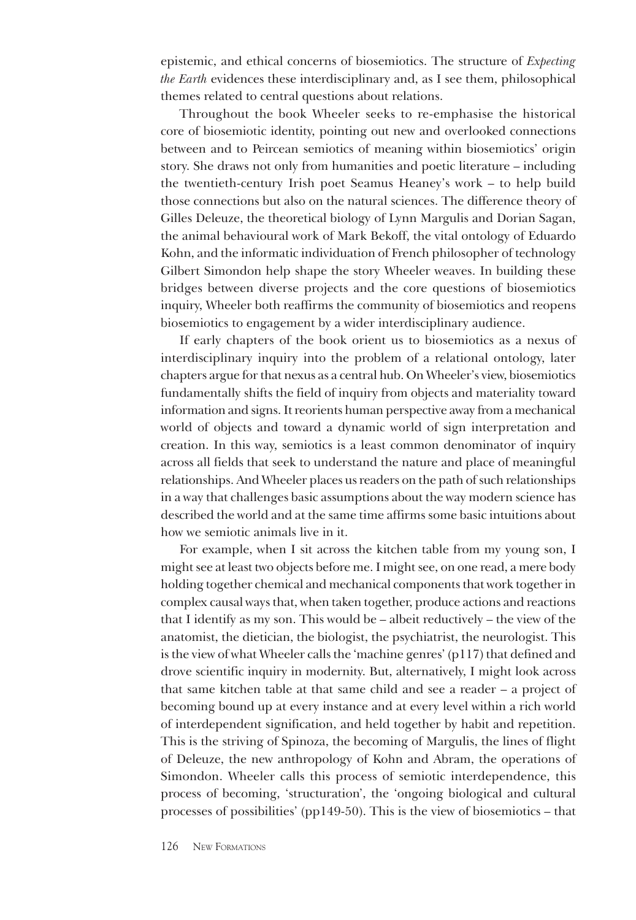epistemic, and ethical concerns of biosemiotics. The structure of *Expecting the Earth* evidences these interdisciplinary and, as I see them, philosophical themes related to central questions about relations.

Throughout the book Wheeler seeks to re-emphasise the historical core of biosemiotic identity, pointing out new and overlooked connections between and to Peircean semiotics of meaning within biosemiotics' origin story. She draws not only from humanities and poetic literature – including the twentieth-century Irish poet Seamus Heaney's work – to help build those connections but also on the natural sciences. The difference theory of Gilles Deleuze, the theoretical biology of Lynn Margulis and Dorian Sagan, the animal behavioural work of Mark Bekoff, the vital ontology of Eduardo Kohn, and the informatic individuation of French philosopher of technology Gilbert Simondon help shape the story Wheeler weaves. In building these bridges between diverse projects and the core questions of biosemiotics inquiry, Wheeler both reaffirms the community of biosemiotics and reopens biosemiotics to engagement by a wider interdisciplinary audience.

If early chapters of the book orient us to biosemiotics as a nexus of interdisciplinary inquiry into the problem of a relational ontology, later chapters argue for that nexus as a central hub. On Wheeler's view, biosemiotics fundamentally shifts the field of inquiry from objects and materiality toward information and signs. It reorients human perspective away from a mechanical world of objects and toward a dynamic world of sign interpretation and creation. In this way, semiotics is a least common denominator of inquiry across all fields that seek to understand the nature and place of meaningful relationships. And Wheeler places us readers on the path of such relationships in a way that challenges basic assumptions about the way modern science has described the world and at the same time affirms some basic intuitions about how we semiotic animals live in it.

For example, when I sit across the kitchen table from my young son, I might see at least two objects before me. I might see, on one read, a mere body holding together chemical and mechanical components that work together in complex causal ways that, when taken together, produce actions and reactions that I identify as my son. This would be – albeit reductively – the view of the anatomist, the dietician, the biologist, the psychiatrist, the neurologist. This is the view of what Wheeler calls the 'machine genres' (p117) that defined and drove scientific inquiry in modernity. But, alternatively, I might look across that same kitchen table at that same child and see a reader – a project of becoming bound up at every instance and at every level within a rich world of interdependent signification, and held together by habit and repetition. This is the striving of Spinoza, the becoming of Margulis, the lines of flight of Deleuze, the new anthropology of Kohn and Abram, the operations of Simondon. Wheeler calls this process of semiotic interdependence, this process of becoming, 'structuration', the 'ongoing biological and cultural processes of possibilities' (pp149-50). This is the view of biosemiotics – that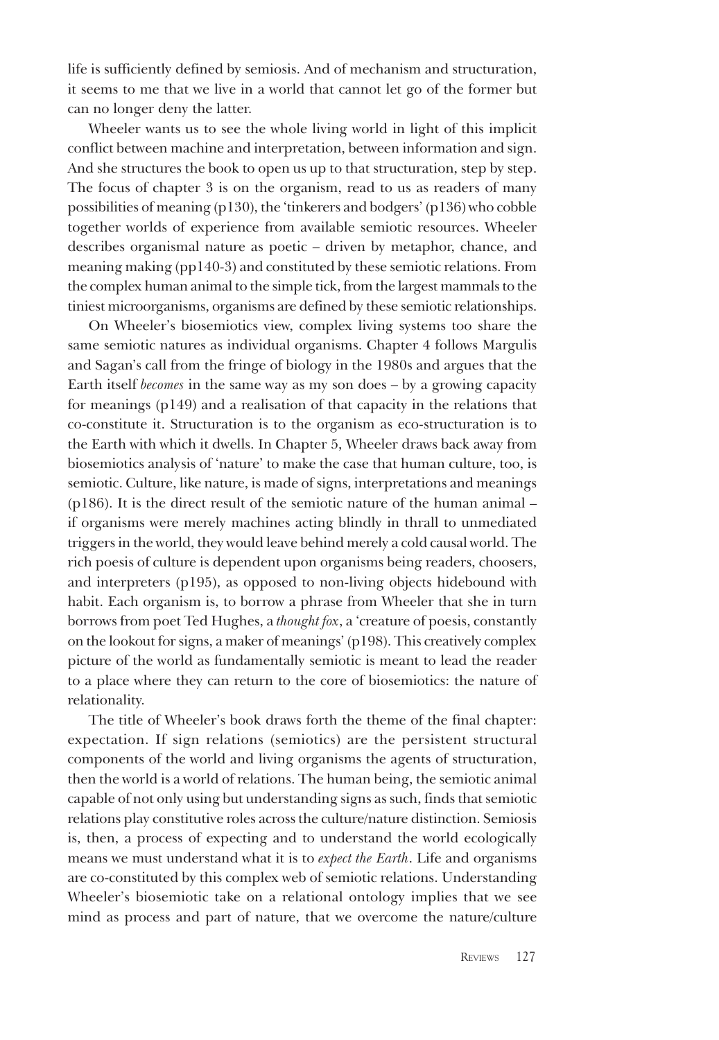life is sufficiently defined by semiosis. And of mechanism and structuration, it seems to me that we live in a world that cannot let go of the former but can no longer deny the latter.

Wheeler wants us to see the whole living world in light of this implicit conflict between machine and interpretation, between information and sign. And she structures the book to open us up to that structuration, step by step. The focus of chapter 3 is on the organism, read to us as readers of many possibilities of meaning (p130), the 'tinkerers and bodgers' (p136) who cobble together worlds of experience from available semiotic resources. Wheeler describes organismal nature as poetic – driven by metaphor, chance, and meaning making (pp140-3) and constituted by these semiotic relations. From the complex human animal to the simple tick, from the largest mammals to the tiniest microorganisms, organisms are defined by these semiotic relationships.

On Wheeler's biosemiotics view, complex living systems too share the same semiotic natures as individual organisms. Chapter 4 follows Margulis and Sagan's call from the fringe of biology in the 1980s and argues that the Earth itself *becomes* in the same way as my son does – by a growing capacity for meanings (p149) and a realisation of that capacity in the relations that co-constitute it. Structuration is to the organism as eco-structuration is to the Earth with which it dwells. In Chapter 5, Wheeler draws back away from biosemiotics analysis of 'nature' to make the case that human culture, too, is semiotic. Culture, like nature, is made of signs, interpretations and meanings (p186). It is the direct result of the semiotic nature of the human animal – if organisms were merely machines acting blindly in thrall to unmediated triggers in the world, they would leave behind merely a cold causal world. The rich poesis of culture is dependent upon organisms being readers, choosers, and interpreters (p195), as opposed to non-living objects hidebound with habit. Each organism is, to borrow a phrase from Wheeler that she in turn borrows from poet Ted Hughes, a *thought fox*, a 'creature of poesis, constantly on the lookout for signs, a maker of meanings' (p198). This creatively complex picture of the world as fundamentally semiotic is meant to lead the reader to a place where they can return to the core of biosemiotics: the nature of relationality.

The title of Wheeler's book draws forth the theme of the final chapter: expectation. If sign relations (semiotics) are the persistent structural components of the world and living organisms the agents of structuration, then the world is a world of relations. The human being, the semiotic animal capable of not only using but understanding signs as such, finds that semiotic relations play constitutive roles across the culture/nature distinction. Semiosis is, then, a process of expecting and to understand the world ecologically means we must understand what it is to *expect the Earth*. Life and organisms are co-constituted by this complex web of semiotic relations. Understanding Wheeler's biosemiotic take on a relational ontology implies that we see mind as process and part of nature, that we overcome the nature/culture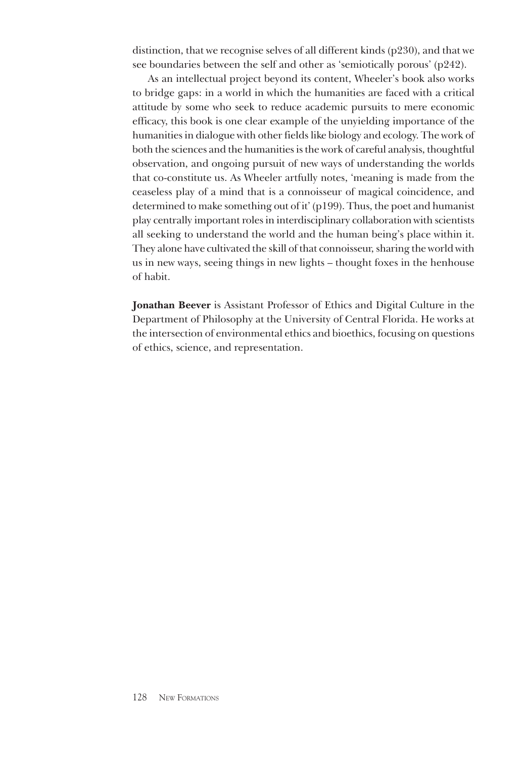distinction, that we recognise selves of all different kinds (p230), and that we see boundaries between the self and other as 'semiotically porous' (p242).

As an intellectual project beyond its content, Wheeler's book also works to bridge gaps: in a world in which the humanities are faced with a critical attitude by some who seek to reduce academic pursuits to mere economic efficacy, this book is one clear example of the unyielding importance of the humanities in dialogue with other fields like biology and ecology. The work of both the sciences and the humanities is the work of careful analysis, thoughtful observation, and ongoing pursuit of new ways of understanding the worlds that co-constitute us. As Wheeler artfully notes, 'meaning is made from the ceaseless play of a mind that is a connoisseur of magical coincidence, and determined to make something out of it' (p199). Thus, the poet and humanist play centrally important roles in interdisciplinary collaboration with scientists all seeking to understand the world and the human being's place within it. They alone have cultivated the skill of that connoisseur, sharing the world with us in new ways, seeing things in new lights – thought foxes in the henhouse of habit.

**Jonathan Beever** is Assistant Professor of Ethics and Digital Culture in the Department of Philosophy at the University of Central Florida. He works at the intersection of environmental ethics and bioethics, focusing on questions of ethics, science, and representation.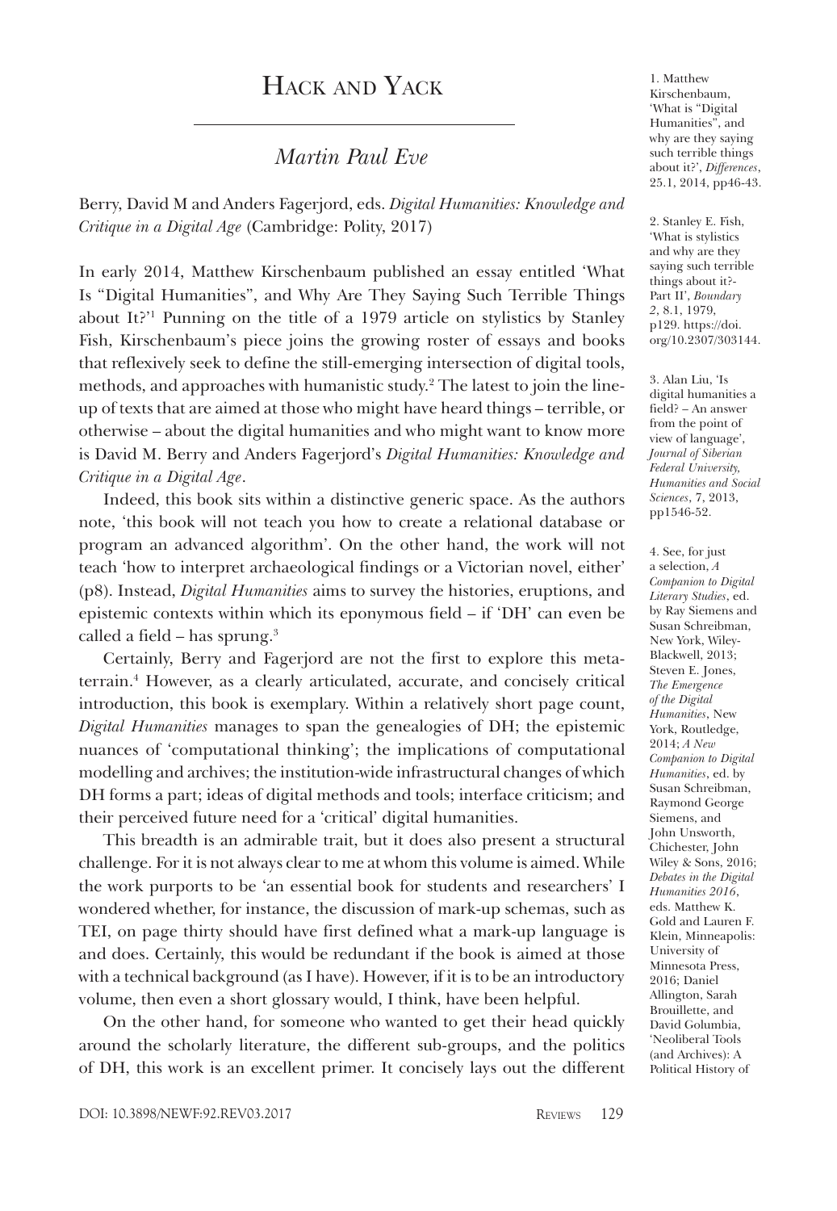# Hack and Yack

## *Martin Paul Eve*

Berry, David M and Anders Fagerjord, eds. *Digital Humanities: Knowledge and Critique in a Digital Age* (Cambridge: Polity, 2017)

In early 2014, Matthew Kirschenbaum published an essay entitled 'What Is "Digital Humanities", and Why Are They Saying Such Terrible Things about It?'[1] Punning on the title of a 1979 article on stylistics by Stanley Fish, Kirschenbaum's piece joins the growing roster of essays and books that reflexively seek to define the still-emerging intersection of digital tools, methods, and approaches with humanistic study.[2] The latest to join the line-up of texts that are aimed at those who might have heard things – terrible, or otherwise – about the digital humanities and who might want to know more is David M. Berry and Anders Fagerjord's *Digital Humanities: Knowledge and Critique in a Digital Age*.

Indeed, this book sits within a distinctive generic space. As the authors note, 'this book will not teach you how to create a relational database or program an advanced algorithm'. On the other hand, the work will not teach 'how to interpret archaeological findings or a Victorian novel, either' (p8). Instead, *Digital Humanities* aims to survey the histories, eruptions, and epistemic contexts within which its eponymous field – if 'DH' can even be called a field – has sprung.[3]

Certainly, Berry and Fagerjord are not the first to explore this meta-terrain.[4] However, as a clearly articulated, accurate, and concisely critical introduction, this book is exemplary. Within a relatively short page count, *Digital Humanities* manages to span the genealogies of DH; the epistemic nuances of 'computational thinking'; the implications of computational modelling and archives; the institution-wide infrastructural changes of which DH forms a part; ideas of digital methods and tools; interface criticism; and their perceived future need for a 'critical' digital humanities.

This breadth is an admirable trait, but it does also present a structural challenge. For it is not always clear to me at whom this volume is aimed. While the work purports to be 'an essential book for students and researchers' I wondered whether, for instance, the discussion of mark-up schemas, such as TEI, on page thirty should have first defined what a mark-up language is and does. Certainly, this would be redundant if the book is aimed at those with a technical background (as I have). However, if it is to be an introductory volume, then even a short glossary would, I think, have been helpful.

On the other hand, for someone who wanted to get their head quickly around the scholarly literature, the different sub-groups, and the politics of DH, this work is an excellent primer. It concisely lays out the different

1. Matthew Kirschenbaum, 'What is "Digital Humanities", and why are they saying such terrible things about it?', *Differences*, 25.1, 2014, pp46-43.

2. Stanley E. Fish, 'What is stylistics and why are they saying such terrible things about it?- Part II', *Boundary 2*, 8.1, 1979, p129. https://doi.org/10.2307/303144.

3. Alan Liu, 'Is digital humanities a field? – An answer from the point of view of language', *Journal of Siberian Federal University, Humanities and Social Sciences*, 7, 2013, pp1546-52.

4. See, for just a selection, *A Companion to Digital Literary Studies*, ed. by Ray Siemens and Susan Schreibman, New York, Wiley-Blackwell, 2013; Steven E. Jones, *The Emergence of the Digital Humanities*, New York, Routledge, 2014; *A New Companion to Digital Humanities*, ed. by Susan Schreibman, Raymond George Siemens, and John Unsworth, Chichester, John Wiley & Sons, 2016; *Debates in the Digital Humanities 2016*, eds. Matthew K. Gold and Lauren F. Klein, Minneapolis: University of Minnesota Press, 2016; Daniel Allington, Sarah Brouillette, and David Golumbia, 'Neoliberal Tools (and Archives): A Political History of

DOI: 10.3898/NEWF:92.REV03.2017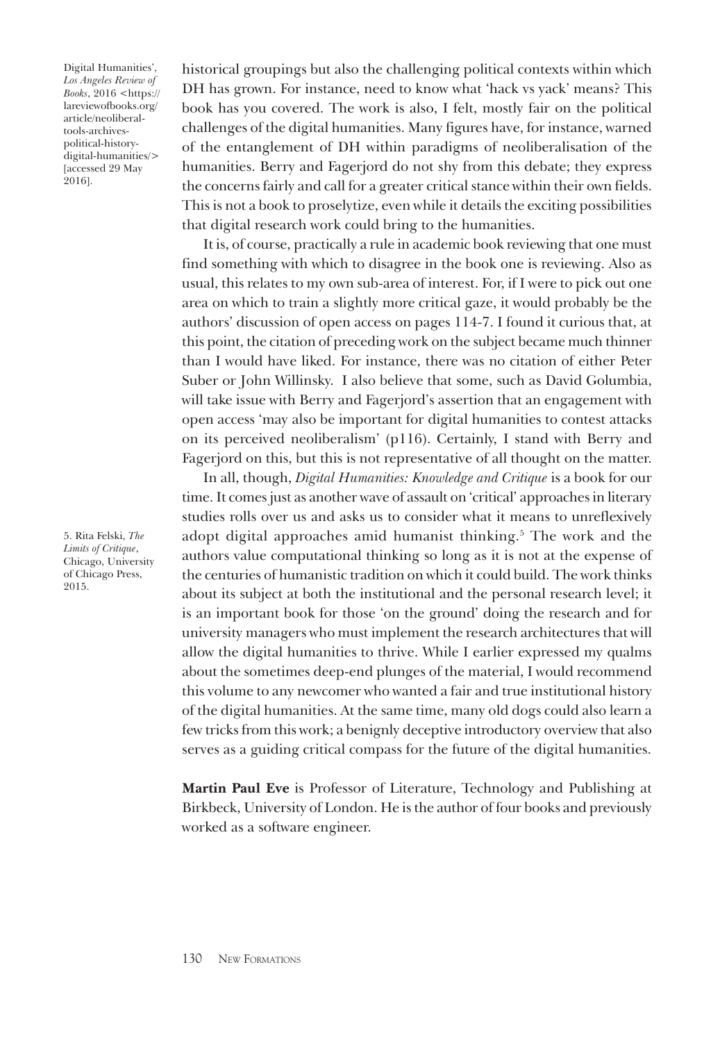Digital Humanities', *Los Angeles Review of Books*, 2016 <https://lareviewofbooks.org/article/neoliberal-tools-archives-political-history-digital-humanities/> [accessed 29 May 2016].

historical groupings but also the challenging political contexts within which DH has grown. For instance, need to know what 'hack vs yack' means? This book has you covered. The work is also, I felt, mostly fair on the political challenges of the digital humanities. Many figures have, for instance, warned of the entanglement of DH within paradigms of neoliberalisation of the humanities. Berry and Fagerjord do not shy from this debate; they express the concerns fairly and call for a greater critical stance within their own fields. This is not a book to proselytize, even while it details the exciting possibilities that digital research work could bring to the humanities.

It is, of course, practically a rule in academic book reviewing that one must find something with which to disagree in the book one is reviewing. Also as usual, this relates to my own sub-area of interest. For, if I were to pick out one area on which to train a slightly more critical gaze, it would probably be the authors' discussion of open access on pages 114-7. I found it curious that, at this point, the citation of preceding work on the subject became much thinner than I would have liked. For instance, there was no citation of either Peter Suber or John Willinsky. I also believe that some, such as David Golumbia, will take issue with Berry and Fagerjord's assertion that an engagement with open access 'may also be important for digital humanities to contest attacks on its perceived neoliberalism' (p116). Certainly, I stand with Berry and Fagerjord on this, but this is not representative of all thought on the matter.

In all, though, *Digital Humanities: Knowledge and Critique* is a book for our time. It comes just as another wave of assault on 'critical' approaches in literary studies rolls over us and asks us to consider what it means to unreflexively adopt digital approaches amid humanist thinking.[5] The work and the authors value computational thinking so long as it is not at the expense of the centuries of humanistic tradition on which it could build. The work thinks about its subject at both the institutional and the personal research level; it is an important book for those 'on the ground' doing the research and for university managers who must implement the research architectures that will allow the digital humanities to thrive. While I earlier expressed my qualms about the sometimes deep-end plunges of the material, I would recommend this volume to any newcomer who wanted a fair and true institutional history of the digital humanities. At the same time, many old dogs could also learn a few tricks from this work; a benignly deceptive introductory overview that also serves as a guiding critical compass for the future of the digital humanities.

5. Rita Felski, *The Limits of Critique*, Chicago, University of Chicago Press, 2015.

**Martin Paul Eve** is Professor of Literature, Technology and Publishing at Birkbeck, University of London. He is the author of four books and previously worked as a software engineer.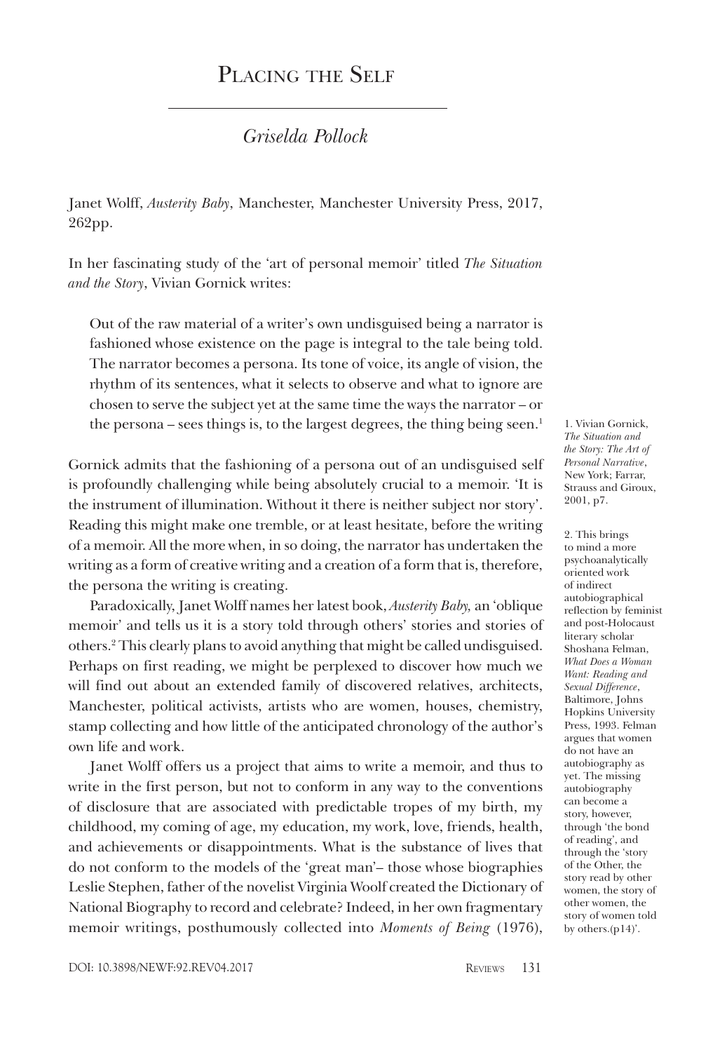# Placing the Self

## *Griselda Pollock*

Janet Wolff, *Austerity Baby*, Manchester, Manchester University Press, 2017, 262pp.

In her fascinating study of the 'art of personal memoir' titled *The Situation and the Story*, Vivian Gornick writes:

> Out of the raw material of a writer's own undisguised being a narrator is fashioned whose existence on the page is integral to the tale being told. The narrator becomes a persona. Its tone of voice, its angle of vision, the rhythm of its sentences, what it selects to observe and what to ignore are chosen to serve the subject yet at the same time the ways the narrator – or the persona – sees things is, to the largest degrees, the thing being seen.[1]

Gornick admits that the fashioning of a persona out of an undisguised self is profoundly challenging while being absolutely crucial to a memoir. 'It is the instrument of illumination. Without it there is neither subject nor story'. Reading this might make one tremble, or at least hesitate, before the writing of a memoir. All the more when, in so doing, the narrator has undertaken the writing as a form of creative writing and a creation of a form that is, therefore, the persona the writing is creating.

Paradoxically, Janet Wolff names her latest book, *Austerity Baby,* an 'oblique memoir' and tells us it is a story told through others' stories and stories of others.[2] This clearly plans to avoid anything that might be called undisguised. Perhaps on first reading, we might be perplexed to discover how much we will find out about an extended family of discovered relatives, architects, Manchester, political activists, artists who are women, houses, chemistry, stamp collecting and how little of the anticipated chronology of the author's own life and work.

Janet Wolff offers us a project that aims to write a memoir, and thus to write in the first person, but not to conform in any way to the conventions of disclosure that are associated with predictable tropes of my birth, my childhood, my coming of age, my education, my work, love, friends, health, and achievements or disappointments. What is the substance of lives that do not conform to the models of the 'great man'– those whose biographies Leslie Stephen, father of the novelist Virginia Woolf created the Dictionary of National Biography to record and celebrate? Indeed, in her own fragmentary memoir writings, posthumously collected into *Moments of Being* (1976),

1. Vivian Gornick, *The Situation and the Story: The Art of Personal Narrative*, New York; Farrar, Strauss and Giroux, 2001, p7.

2. This brings to mind a more psychoanalytically oriented work of indirect autobiographical reflection by feminist and post-Holocaust literary scholar Shoshana Felman, *What Does a Woman Want: Reading and Sexual Difference*, Baltimore, Johns Hopkins University Press, 1993. Felman argues that women do not have an autobiography as yet. The missing autobiography can become a story, however, through 'the bond of reading', and through the 'story of the Other, the story read by other women, the story of other women, the story of women told by others.(p14)'.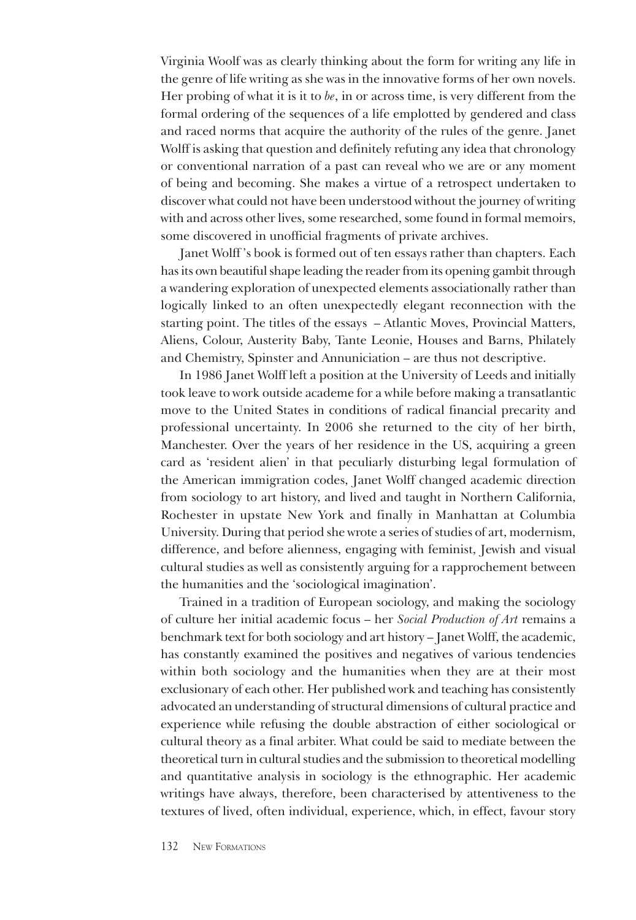Virginia Woolf was as clearly thinking about the form for writing any life in the genre of life writing as she was in the innovative forms of her own novels. Her probing of what it is it to *be*, in or across time, is very different from the formal ordering of the sequences of a life emplotted by gendered and class and raced norms that acquire the authority of the rules of the genre. Janet Wolff is asking that question and definitely refuting any idea that chronology or conventional narration of a past can reveal who we are or any moment of being and becoming. She makes a virtue of a retrospect undertaken to discover what could not have been understood without the journey of writing with and across other lives, some researched, some found in formal memoirs, some discovered in unofficial fragments of private archives.

Janet Wolff 's book is formed out of ten essays rather than chapters. Each has its own beautiful shape leading the reader from its opening gambit through a wandering exploration of unexpected elements associationally rather than logically linked to an often unexpectedly elegant reconnection with the starting point. The titles of the essays – Atlantic Moves, Provincial Matters, Aliens, Colour, Austerity Baby, Tante Leonie, Houses and Barns, Philately and Chemistry, Spinster and Annuniciation – are thus not descriptive.

In 1986 Janet Wolff left a position at the University of Leeds and initially took leave to work outside academe for a while before making a transatlantic move to the United States in conditions of radical financial precarity and professional uncertainty. In 2006 she returned to the city of her birth, Manchester. Over the years of her residence in the US, acquiring a green card as 'resident alien' in that peculiarly disturbing legal formulation of the American immigration codes, Janet Wolff changed academic direction from sociology to art history, and lived and taught in Northern California, Rochester in upstate New York and finally in Manhattan at Columbia University. During that period she wrote a series of studies of art, modernism, difference, and before alienness, engaging with feminist, Jewish and visual cultural studies as well as consistently arguing for a rapprochement between the humanities and the 'sociological imagination'.

Trained in a tradition of European sociology, and making the sociology of culture her initial academic focus – her *Social Production of Art* remains a benchmark text for both sociology and art history – Janet Wolff, the academic, has constantly examined the positives and negatives of various tendencies within both sociology and the humanities when they are at their most exclusionary of each other. Her published work and teaching has consistently advocated an understanding of structural dimensions of cultural practice and experience while refusing the double abstraction of either sociological or cultural theory as a final arbiter. What could be said to mediate between the theoretical turn in cultural studies and the submission to theoretical modelling and quantitative analysis in sociology is the ethnographic. Her academic writings have always, therefore, been characterised by attentiveness to the textures of lived, often individual, experience, which, in effect, favour story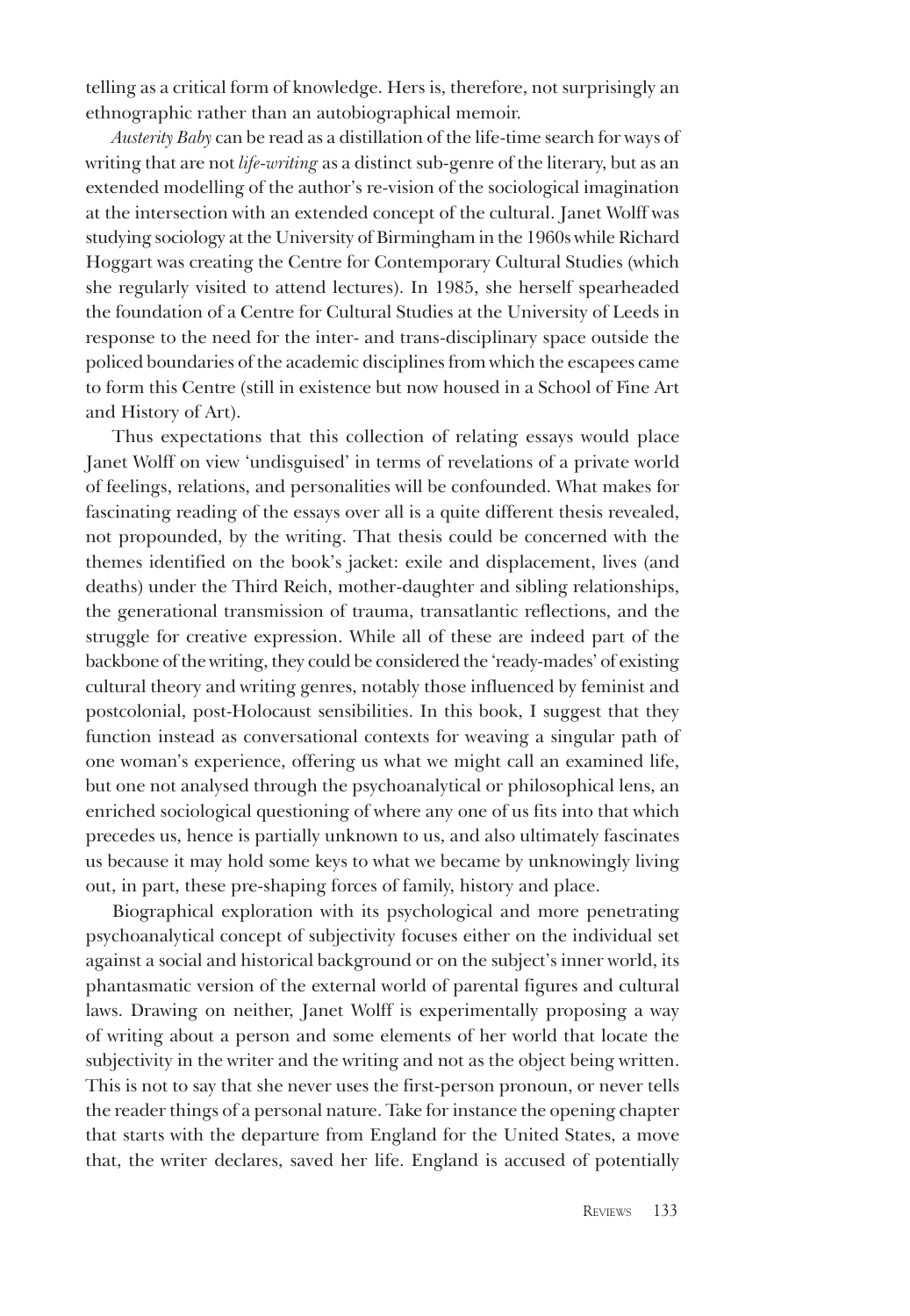telling as a critical form of knowledge. Hers is, therefore, not surprisingly an ethnographic rather than an autobiographical memoir.

*Austerity Baby* can be read as a distillation of the life-time search for ways of writing that are not *life-writing* as a distinct sub-genre of the literary, but as an extended modelling of the author's re-vision of the sociological imagination at the intersection with an extended concept of the cultural. Janet Wolff was studying sociology at the University of Birmingham in the 1960s while Richard Hoggart was creating the Centre for Contemporary Cultural Studies (which she regularly visited to attend lectures). In 1985, she herself spearheaded the foundation of a Centre for Cultural Studies at the University of Leeds in response to the need for the inter- and trans-disciplinary space outside the policed boundaries of the academic disciplines from which the escapees came to form this Centre (still in existence but now housed in a School of Fine Art and History of Art).

Thus expectations that this collection of relating essays would place Janet Wolff on view 'undisguised' in terms of revelations of a private world of feelings, relations, and personalities will be confounded. What makes for fascinating reading of the essays over all is a quite different thesis revealed, not propounded, by the writing. That thesis could be concerned with the themes identified on the book's jacket: exile and displacement, lives (and deaths) under the Third Reich, mother-daughter and sibling relationships, the generational transmission of trauma, transatlantic reflections, and the struggle for creative expression. While all of these are indeed part of the backbone of the writing, they could be considered the 'ready-mades' of existing cultural theory and writing genres, notably those influenced by feminist and postcolonial, post-Holocaust sensibilities. In this book, I suggest that they function instead as conversational contexts for weaving a singular path of one woman's experience, offering us what we might call an examined life, but one not analysed through the psychoanalytical or philosophical lens, an enriched sociological questioning of where any one of us fits into that which precedes us, hence is partially unknown to us, and also ultimately fascinates us because it may hold some keys to what we became by unknowingly living out, in part, these pre-shaping forces of family, history and place.

Biographical exploration with its psychological and more penetrating psychoanalytical concept of subjectivity focuses either on the individual set against a social and historical background or on the subject's inner world, its phantasmatic version of the external world of parental figures and cultural laws. Drawing on neither, Janet Wolff is experimentally proposing a way of writing about a person and some elements of her world that locate the subjectivity in the writer and the writing and not as the object being written. This is not to say that she never uses the first-person pronoun, or never tells the reader things of a personal nature. Take for instance the opening chapter that starts with the departure from England for the United States, a move that, the writer declares, saved her life. England is accused of potentially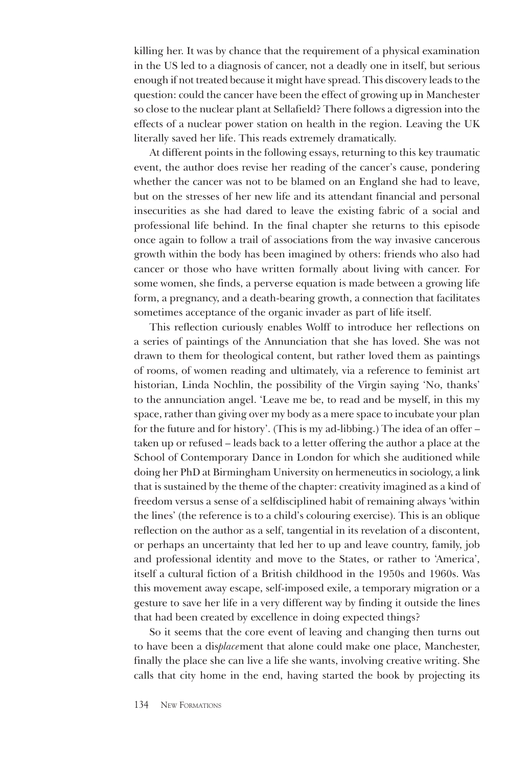killing her. It was by chance that the requirement of a physical examination in the US led to a diagnosis of cancer, not a deadly one in itself, but serious enough if not treated because it might have spread. This discovery leads to the question: could the cancer have been the effect of growing up in Manchester so close to the nuclear plant at Sellafield? There follows a digression into the effects of a nuclear power station on health in the region. Leaving the UK literally saved her life. This reads extremely dramatically.

At different points in the following essays, returning to this key traumatic event, the author does revise her reading of the cancer's cause, pondering whether the cancer was not to be blamed on an England she had to leave, but on the stresses of her new life and its attendant financial and personal insecurities as she had dared to leave the existing fabric of a social and professional life behind. In the final chapter she returns to this episode once again to follow a trail of associations from the way invasive cancerous growth within the body has been imagined by others: friends who also had cancer or those who have written formally about living with cancer. For some women, she finds, a perverse equation is made between a growing life form, a pregnancy, and a death-bearing growth, a connection that facilitates sometimes acceptance of the organic invader as part of life itself.

This reflection curiously enables Wolff to introduce her reflections on a series of paintings of the Annunciation that she has loved. She was not drawn to them for theological content, but rather loved them as paintings of rooms, of women reading and ultimately, via a reference to feminist art historian, Linda Nochlin, the possibility of the Virgin saying 'No, thanks' to the annunciation angel. 'Leave me be, to read and be myself, in this my space, rather than giving over my body as a mere space to incubate your plan for the future and for history'. (This is my ad-libbing.) The idea of an offer – taken up or refused – leads back to a letter offering the author a place at the School of Contemporary Dance in London for which she auditioned while doing her PhD at Birmingham University on hermeneutics in sociology, a link that is sustained by the theme of the chapter: creativity imagined as a kind of freedom versus a sense of a selfdisciplined habit of remaining always 'within the lines' (the reference is to a child's colouring exercise). This is an oblique reflection on the author as a self, tangential in its revelation of a discontent, or perhaps an uncertainty that led her to up and leave country, family, job and professional identity and move to the States, or rather to 'America', itself a cultural fiction of a British childhood in the 1950s and 1960s. Was this movement away escape, self-imposed exile, a temporary migration or a gesture to save her life in a very different way by finding it outside the lines that had been created by excellence in doing expected things?

So it seems that the core event of leaving and changing then turns out to have been a dis*place*ment that alone could make one place, Manchester, finally the place she can live a life she wants, involving creative writing. She calls that city home in the end, having started the book by projecting its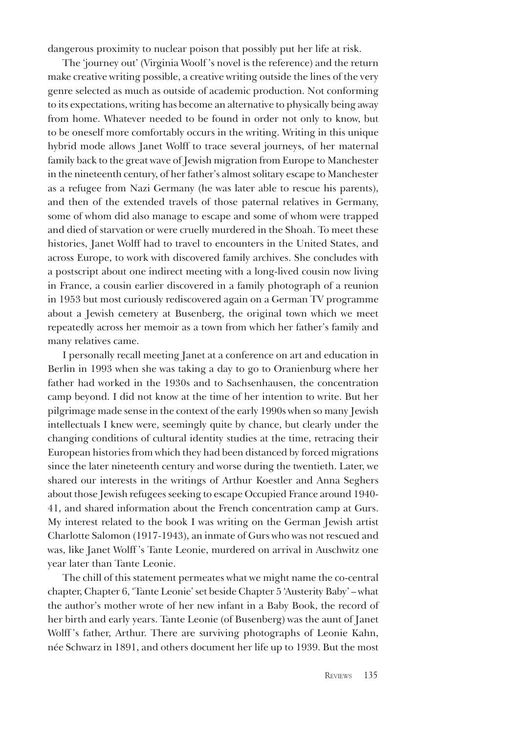dangerous proximity to nuclear poison that possibly put her life at risk.

The 'journey out' (Virginia Woolf 's novel is the reference) and the return make creative writing possible, a creative writing outside the lines of the very genre selected as much as outside of academic production. Not conforming to its expectations, writing has become an alternative to physically being away from home. Whatever needed to be found in order not only to know, but to be oneself more comfortably occurs in the writing. Writing in this unique hybrid mode allows Janet Wolff to trace several journeys, of her maternal family back to the great wave of Jewish migration from Europe to Manchester in the nineteenth century, of her father's almost solitary escape to Manchester as a refugee from Nazi Germany (he was later able to rescue his parents), and then of the extended travels of those paternal relatives in Germany, some of whom did also manage to escape and some of whom were trapped and died of starvation or were cruelly murdered in the Shoah. To meet these histories, Janet Wolff had to travel to encounters in the United States, and across Europe, to work with discovered family archives. She concludes with a postscript about one indirect meeting with a long-lived cousin now living in France, a cousin earlier discovered in a family photograph of a reunion in 1953 but most curiously rediscovered again on a German TV programme about a Jewish cemetery at Busenberg, the original town which we meet repeatedly across her memoir as a town from which her father's family and many relatives came.

I personally recall meeting Janet at a conference on art and education in Berlin in 1993 when she was taking a day to go to Oranienburg where her father had worked in the 1930s and to Sachsenhausen, the concentration camp beyond. I did not know at the time of her intention to write. But her pilgrimage made sense in the context of the early 1990s when so many Jewish intellectuals I knew were, seemingly quite by chance, but clearly under the changing conditions of cultural identity studies at the time, retracing their European histories from which they had been distanced by forced migrations since the later nineteenth century and worse during the twentieth. Later, we shared our interests in the writings of Arthur Koestler and Anna Seghers about those Jewish refugees seeking to escape Occupied France around 1940-41, and shared information about the French concentration camp at Gurs. My interest related to the book I was writing on the German Jewish artist Charlotte Salomon (1917-1943), an inmate of Gurs who was not rescued and was, like Janet Wolff 's Tante Leonie, murdered on arrival in Auschwitz one year later than Tante Leonie.

The chill of this statement permeates what we might name the co-central chapter, Chapter 6, 'Tante Leonie' set beside Chapter 5 'Austerity Baby' – what the author's mother wrote of her new infant in a Baby Book, the record of her birth and early years. Tante Leonie (of Busenberg) was the aunt of Janet Wolff 's father, Arthur. There are surviving photographs of Leonie Kahn, née Schwarz in 1891, and others document her life up to 1939. But the most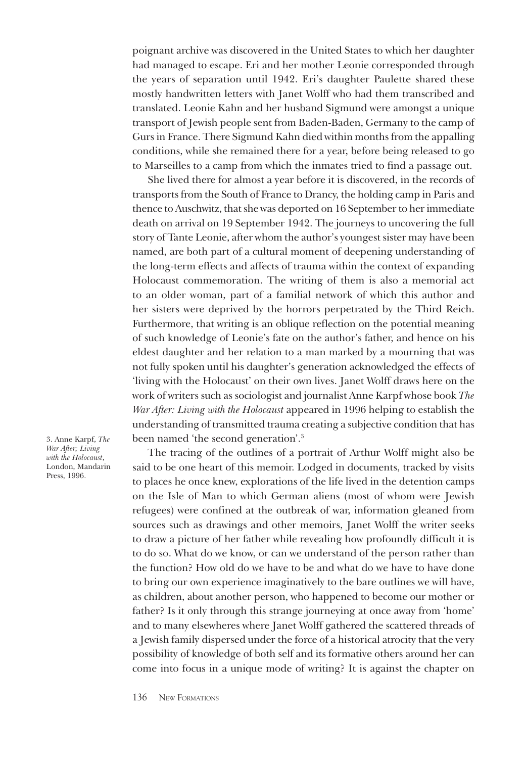poignant archive was discovered in the United States to which her daughter had managed to escape. Eri and her mother Leonie corresponded through the years of separation until 1942. Eri's daughter Paulette shared these mostly handwritten letters with Janet Wolff who had them transcribed and translated. Leonie Kahn and her husband Sigmund were amongst a unique transport of Jewish people sent from Baden-Baden, Germany to the camp of Gurs in France. There Sigmund Kahn died within months from the appalling conditions, while she remained there for a year, before being released to go to Marseilles to a camp from which the inmates tried to find a passage out.

She lived there for almost a year before it is discovered, in the records of transports from the South of France to Drancy, the holding camp in Paris and thence to Auschwitz, that she was deported on 16 September to her immediate death on arrival on 19 September 1942. The journeys to uncovering the full story of Tante Leonie, after whom the author's youngest sister may have been named, are both part of a cultural moment of deepening understanding of the long-term effects and affects of trauma within the context of expanding Holocaust commemoration. The writing of them is also a memorial act to an older woman, part of a familial network of which this author and her sisters were deprived by the horrors perpetrated by the Third Reich. Furthermore, that writing is an oblique reflection on the potential meaning of such knowledge of Leonie's fate on the author's father, and hence on his eldest daughter and her relation to a man marked by a mourning that was not fully spoken until his daughter's generation acknowledged the effects of 'living with the Holocaust' on their own lives. Janet Wolff draws here on the work of writers such as sociologist and journalist Anne Karpf whose book *The War After: Living with the Holocaust* appeared in 1996 helping to establish the understanding of transmitted trauma creating a subjective condition that has been named 'the second generation'.[3]

The tracing of the outlines of a portrait of Arthur Wolff might also be said to be one heart of this memoir. Lodged in documents, tracked by visits to places he once knew, explorations of the life lived in the detention camps on the Isle of Man to which German aliens (most of whom were Jewish refugees) were confined at the outbreak of war, information gleaned from sources such as drawings and other memoirs, Janet Wolff the writer seeks to draw a picture of her father while revealing how profoundly difficult it is to do so. What do we know, or can we understand of the person rather than the function? How old do we have to be and what do we have to have done to bring our own experience imaginatively to the bare outlines we will have, as children, about another person, who happened to become our mother or father? Is it only through this strange journeying at once away from 'home' and to many elsewheres where Janet Wolff gathered the scattered threads of a Jewish family dispersed under the force of a historical atrocity that the very possibility of knowledge of both self and its formative others around her can come into focus in a unique mode of writing? It is against the chapter on

3. Anne Karpf, *The War After; Living with the Holocaust*, London, Mandarin Press, 1996.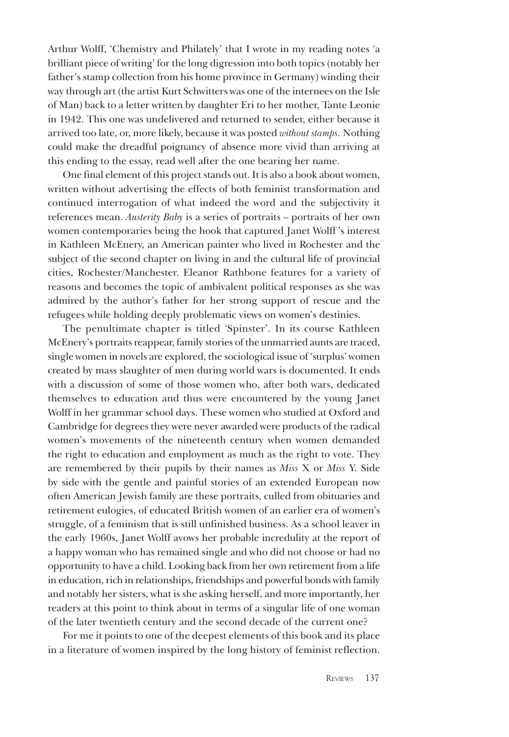Arthur Wolff, 'Chemistry and Philately' that I wrote in my reading notes 'a brilliant piece of writing' for the long digression into both topics (notably her father's stamp collection from his home province in Germany) winding their way through art (the artist Kurt Schwitters was one of the internees on the Isle of Man) back to a letter written by daughter Eri to her mother, Tante Leonie in 1942. This one was undelivered and returned to sender, either because it arrived too late, or, more likely, because it was posted *without stamps.* Nothing could make the dreadful poignancy of absence more vivid than arriving at this ending to the essay, read well after the one bearing her name.

One final element of this project stands out. It is also a book about women, written without advertising the effects of both feminist transformation and continued interrogation of what indeed the word and the subjectivity it references mean. *Austerity Baby* is a series of portraits – portraits of her own women contemporaries being the hook that captured Janet Wolff's interest in Kathleen McEnery, an American painter who lived in Rochester and the subject of the second chapter on living in and the cultural life of provincial cities, Rochester/Manchester. Eleanor Rathbone features for a variety of reasons and becomes the topic of ambivalent political responses as she was admired by the author's father for her strong support of rescue and the refugees while holding deeply problematic views on women's destinies.

The penultimate chapter is titled 'Spinster'. In its course Kathleen McEnery's portraits reappear, family stories of the unmarried aunts are traced, single women in novels are explored, the sociological issue of 'surplus' women created by mass slaughter of men during world wars is documented. It ends with a discussion of some of those women who, after both wars, dedicated themselves to education and thus were encountered by the young Janet Wolff in her grammar school days. These women who studied at Oxford and Cambridge for degrees they were never awarded were products of the radical women's movements of the nineteenth century when women demanded the right to education and employment as much as the right to vote. They are remembered by their pupils by their names as *Miss* X or *Miss* Y. Side by side with the gentle and painful stories of an extended European now often American Jewish family are these portraits, culled from obituaries and retirement eulogies, of educated British women of an earlier era of women's struggle, of a feminism that is still unfinished business. As a school leaver in the early 1960s, Janet Wolff avows her probable incredulity at the report of a happy woman who has remained single and who did not choose or had no opportunity to have a child. Looking back from her own retirement from a life in education, rich in relationships, friendships and powerful bonds with family and notably her sisters, what is she asking herself, and more importantly, her readers at this point to think about in terms of a singular life of one woman of the later twentieth century and the second decade of the current one?

For me it points to one of the deepest elements of this book and its place in a literature of women inspired by the long history of feminist reflection.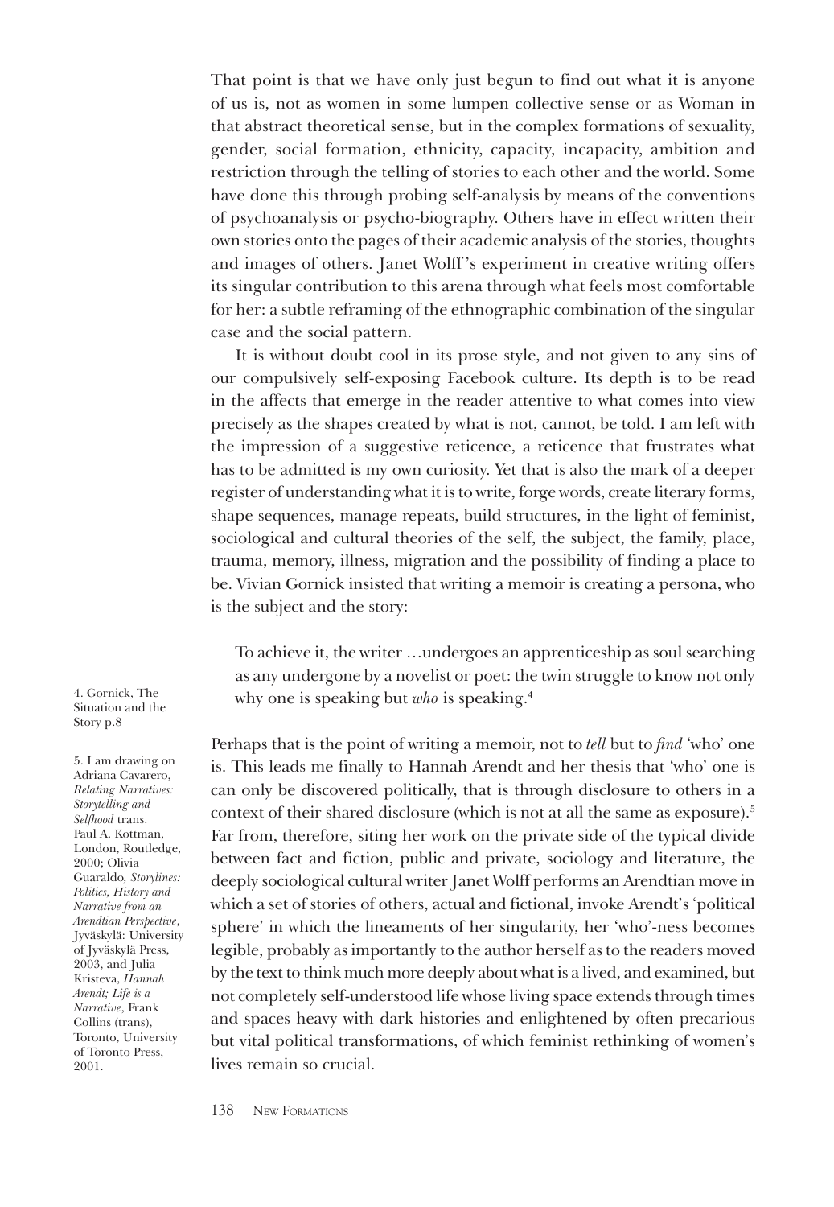That point is that we have only just begun to find out what it is anyone of us is, not as women in some lumpen collective sense or as Woman in that abstract theoretical sense, but in the complex formations of sexuality, gender, social formation, ethnicity, capacity, incapacity, ambition and restriction through the telling of stories to each other and the world. Some have done this through probing self-analysis by means of the conventions of psychoanalysis or psycho-biography. Others have in effect written their own stories onto the pages of their academic analysis of the stories, thoughts and images of others. Janet Wolff 's experiment in creative writing offers its singular contribution to this arena through what feels most comfortable for her: a subtle reframing of the ethnographic combination of the singular case and the social pattern.

It is without doubt cool in its prose style, and not given to any sins of our compulsively self-exposing Facebook culture. Its depth is to be read in the affects that emerge in the reader attentive to what comes into view precisely as the shapes created by what is not, cannot, be told. I am left with the impression of a suggestive reticence, a reticence that frustrates what has to be admitted is my own curiosity. Yet that is also the mark of a deeper register of understanding what it is to write, forge words, create literary forms, shape sequences, manage repeats, build structures, in the light of feminist, sociological and cultural theories of the self, the subject, the family, place, trauma, memory, illness, migration and the possibility of finding a place to be. Vivian Gornick insisted that writing a memoir is creating a persona, who is the subject and the story:

> To achieve it, the writer …undergoes an apprenticeship as soul searching as any undergone by a novelist or poet: the twin struggle to know not only why one is speaking but *who* is speaking.[4]

Perhaps that is the point of writing a memoir, not to *tell* but to *find* 'who' one is. This leads me finally to Hannah Arendt and her thesis that 'who' one is can only be discovered politically, that is through disclosure to others in a context of their shared disclosure (which is not at all the same as exposure).[5] Far from, therefore, siting her work on the private side of the typical divide between fact and fiction, public and private, sociology and literature, the deeply sociological cultural writer Janet Wolff performs an Arendtian move in which a set of stories of others, actual and fictional, invoke Arendt's 'political sphere' in which the lineaments of her singularity, her 'who'-ness becomes legible, probably as importantly to the author herself as to the readers moved by the text to think much more deeply about what is a lived, and examined, but not completely self-understood life whose living space extends through times and spaces heavy with dark histories and enlightened by often precarious but vital political transformations, of which feminist rethinking of women's lives remain so crucial.

4. Gornick, The Situation and the Story p.8

5. I am drawing on Adriana Cavarero, *Relating Narratives: Storytelling and Selfhood* trans. Paul A. Kottman, London, Routledge, 2000; Olivia Guaraldo, *Storylines: Politics, History and Narrative from an Arendtian Perspective*, Jyväskylä: University of Jyväskylä Press, 2003, and Julia Kristeva, *Hannah Arendt; Life is a Narrative*, Frank Collins (trans), Toronto, University of Toronto Press, 2001.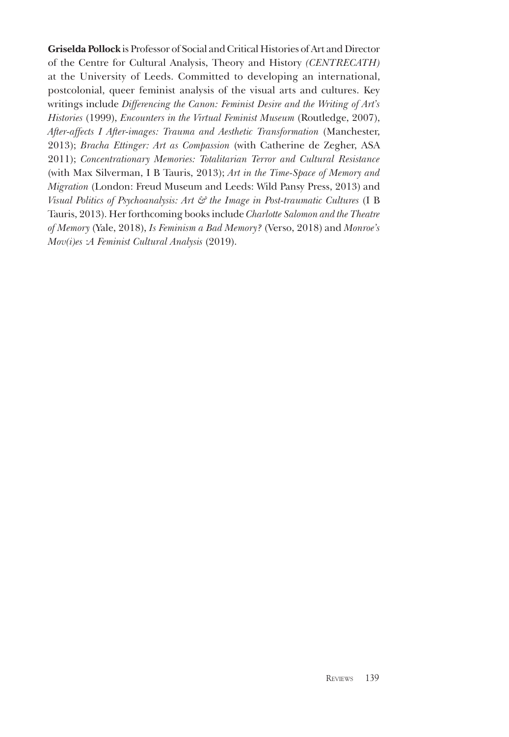**Griselda Pollock** is Professor of Social and Critical Histories of Art and Director of the Centre for Cultural Analysis, Theory and History *(CENTRECATH)* at the University of Leeds. Committed to developing an international, postcolonial, queer feminist analysis of the visual arts and cultures. Key writings include *Differencing the Canon: Feminist Desire and the Writing of Art's Histories* (1999), *Encounters in the Virtual Feminist Museum* (Routledge, 2007), *After-affects I After-images: Trauma and Aesthetic Transformation* (Manchester, 2013); *Bracha Ettinger: Art as Compassion* (with Catherine de Zegher, ASA 2011); *Concentrationary Memories: Totalitarian Terror and Cultural Resistance* (with Max Silverman, I B Tauris, 2013); *Art in the Time-Space of Memory and Migration* (London: Freud Museum and Leeds: Wild Pansy Press, 2013) and *Visual Politics of Psychoanalysis: Art & the Image in Post-traumatic Cultures* (I B Tauris, 2013). Her forthcoming books include *Charlotte Salomon and the Theatre of Memory* (Yale, 2018), *Is Feminism a Bad Memory?* (Verso, 2018) and *Monroe's Mov(i)es :A Feminist Cultural Analysis* (2019).